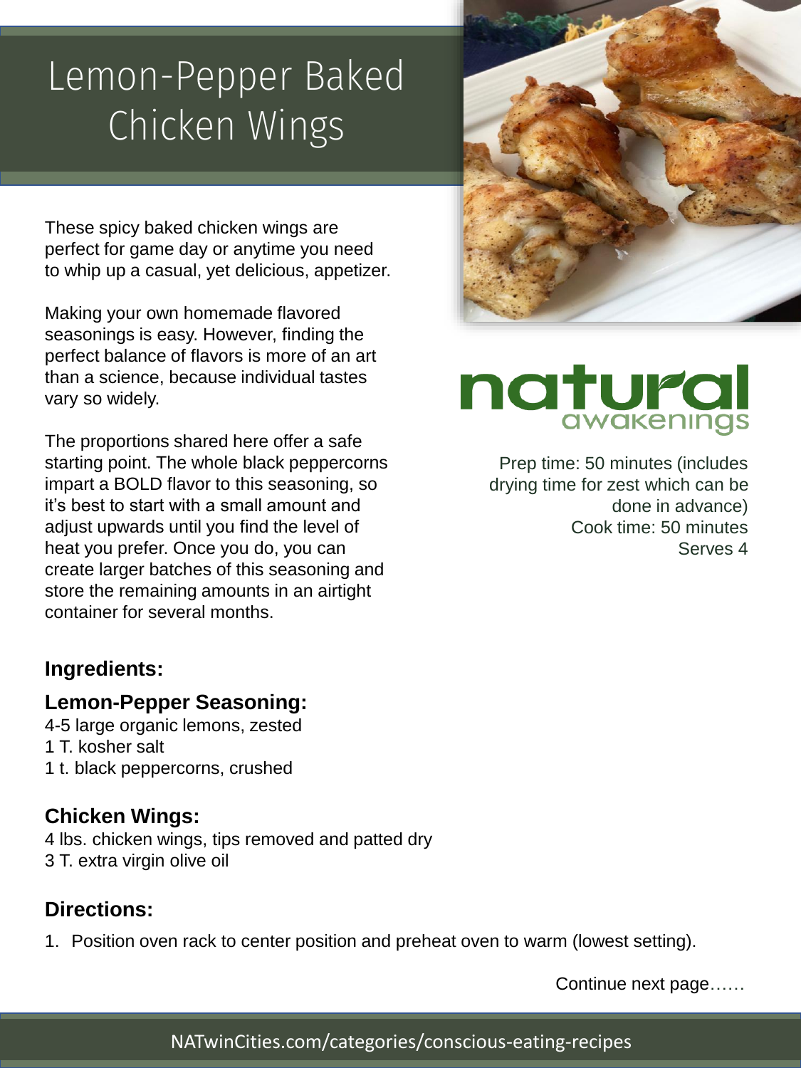# Lemon-Pepper Baked Chicken Wings

These spicy baked chicken wings are perfect for game day or anytime you need to whip up a casual, yet delicious, appetizer.

Making your own homemade flavored seasonings is easy. However, finding the perfect balance of flavors is more of an art than a science, because individual tastes vary so widely.

The proportions shared here offer a safe starting point. The whole black peppercorns impart a BOLD flavor to this seasoning, so it's best to start with a small amount and adjust upwards until you find the level of heat you prefer. Once you do, you can create larger batches of this seasoning and store the remaining amounts in an airtight container for several months.

natural awakenings

Prep time: 50 minutes (includes drying time for zest which can be done in advance)
Cook time: 50 minutes
Serves 4

## Ingredients:

### Lemon-Pepper Seasoning:

4-5 large organic lemons, zested
1 T. kosher salt
1 t. black peppercorns, crushed

### Chicken Wings:

4 lbs. chicken wings, tips removed and patted dry
3 T. extra virgin olive oil

## Directions:

1. Position oven rack to center position and preheat oven to warm (lowest setting).

Continue next page……

NATwinCities.com/categories/conscious-eating-recipes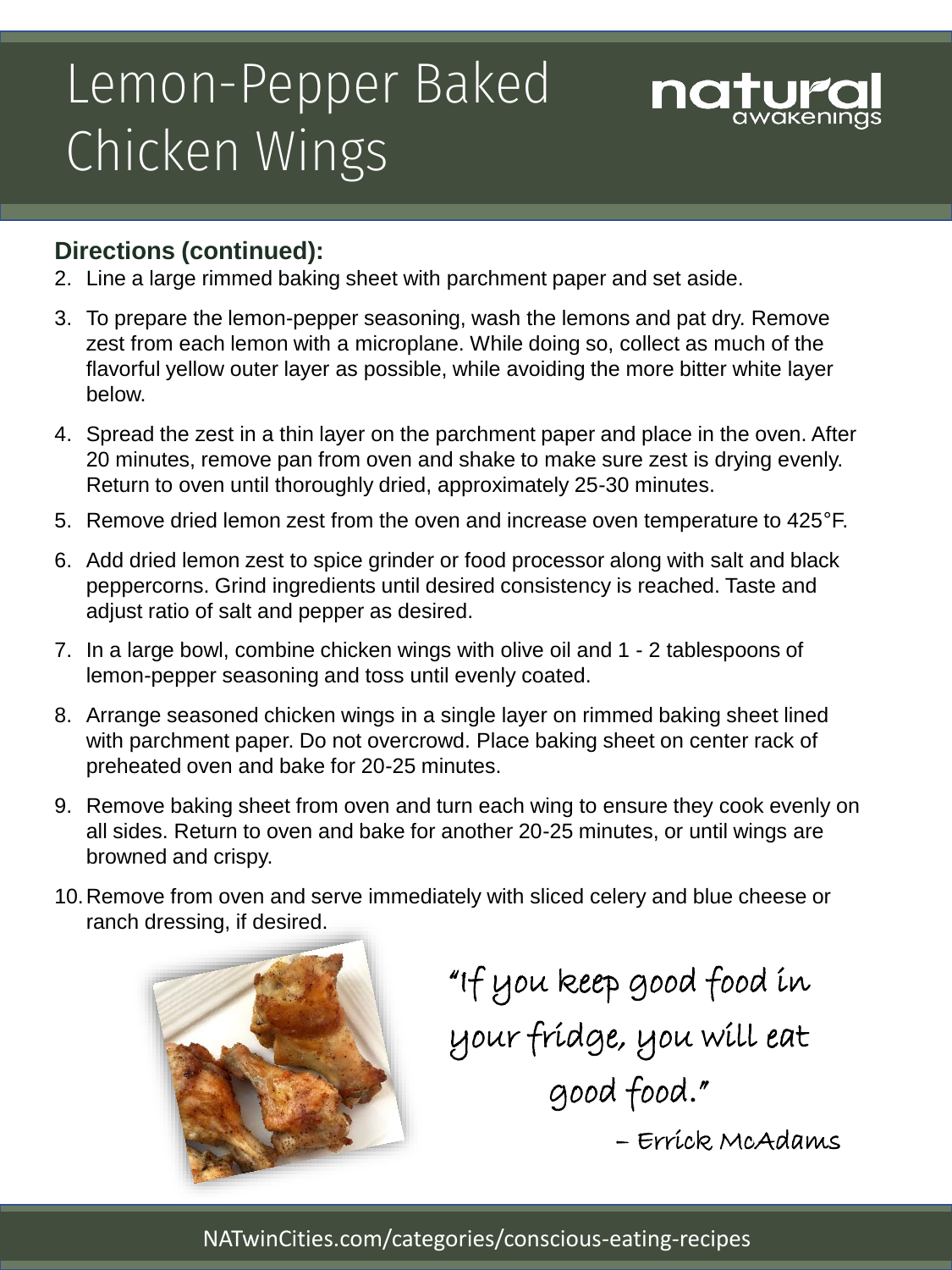# Lemon-Pepper Baked Chicken Wings

natural awakenings

**Directions (continued):**

2. Line a large rimmed baking sheet with parchment paper and set aside.
3. To prepare the lemon-pepper seasoning, wash the lemons and pat dry. Remove zest from each lemon with a microplane. While doing so, collect as much of the flavorful yellow outer layer as possible, while avoiding the more bitter white layer below.
4. Spread the zest in a thin layer on the parchment paper and place in the oven. After 20 minutes, remove pan from oven and shake to make sure zest is drying evenly. Return to oven until thoroughly dried, approximately 25-30 minutes.
5. Remove dried lemon zest from the oven and increase oven temperature to 425°F.
6. Add dried lemon zest to spice grinder or food processor along with salt and black peppercorns. Grind ingredients until desired consistency is reached. Taste and adjust ratio of salt and pepper as desired.
7. In a large bowl, combine chicken wings with olive oil and 1 - 2 tablespoons of lemon-pepper seasoning and toss until evenly coated.
8. Arrange seasoned chicken wings in a single layer on rimmed baking sheet lined with parchment paper. Do not overcrowd. Place baking sheet on center rack of preheated oven and bake for 20-25 minutes.
9. Remove baking sheet from oven and turn each wing to ensure they cook evenly on all sides. Return to oven and bake for another 20-25 minutes, or until wings are browned and crispy.
10. Remove from oven and serve immediately with sliced celery and blue cheese or ranch dressing, if desired.

"If you keep good food in your fridge, you will eat good food."

– Errick McAdams

NATwinCities.com/categories/conscious-eating-recipes